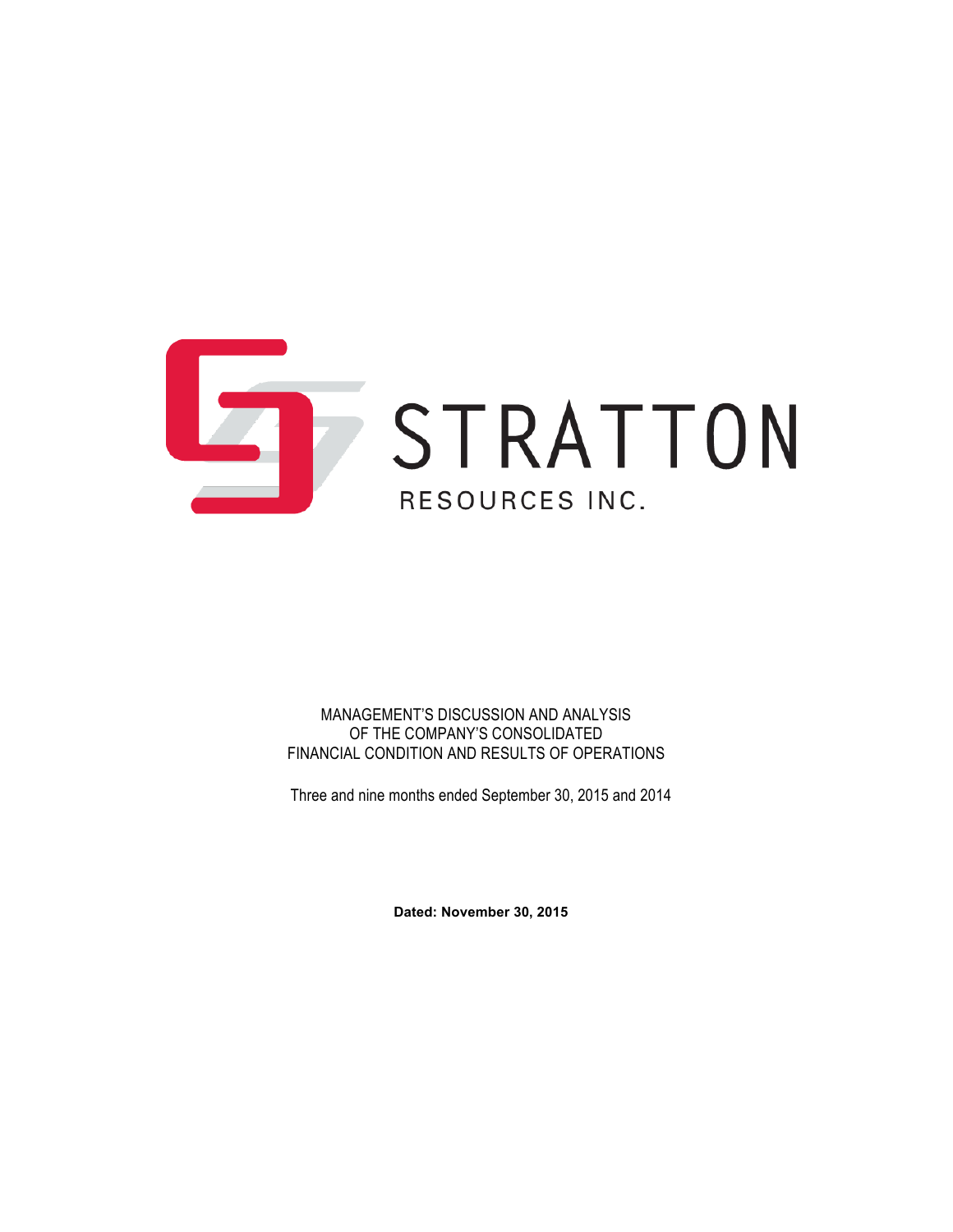STRATTON

RESOURCES INC.

MANAGEMENT'S DISCUSSION AND ANALYSIS
OF THE COMPANY'S CONSOLIDATED
FINANCIAL CONDITION AND RESULTS OF OPERATIONS

Three and nine months ended September 30, 2015 and 2014

**Dated: November 30, 2015**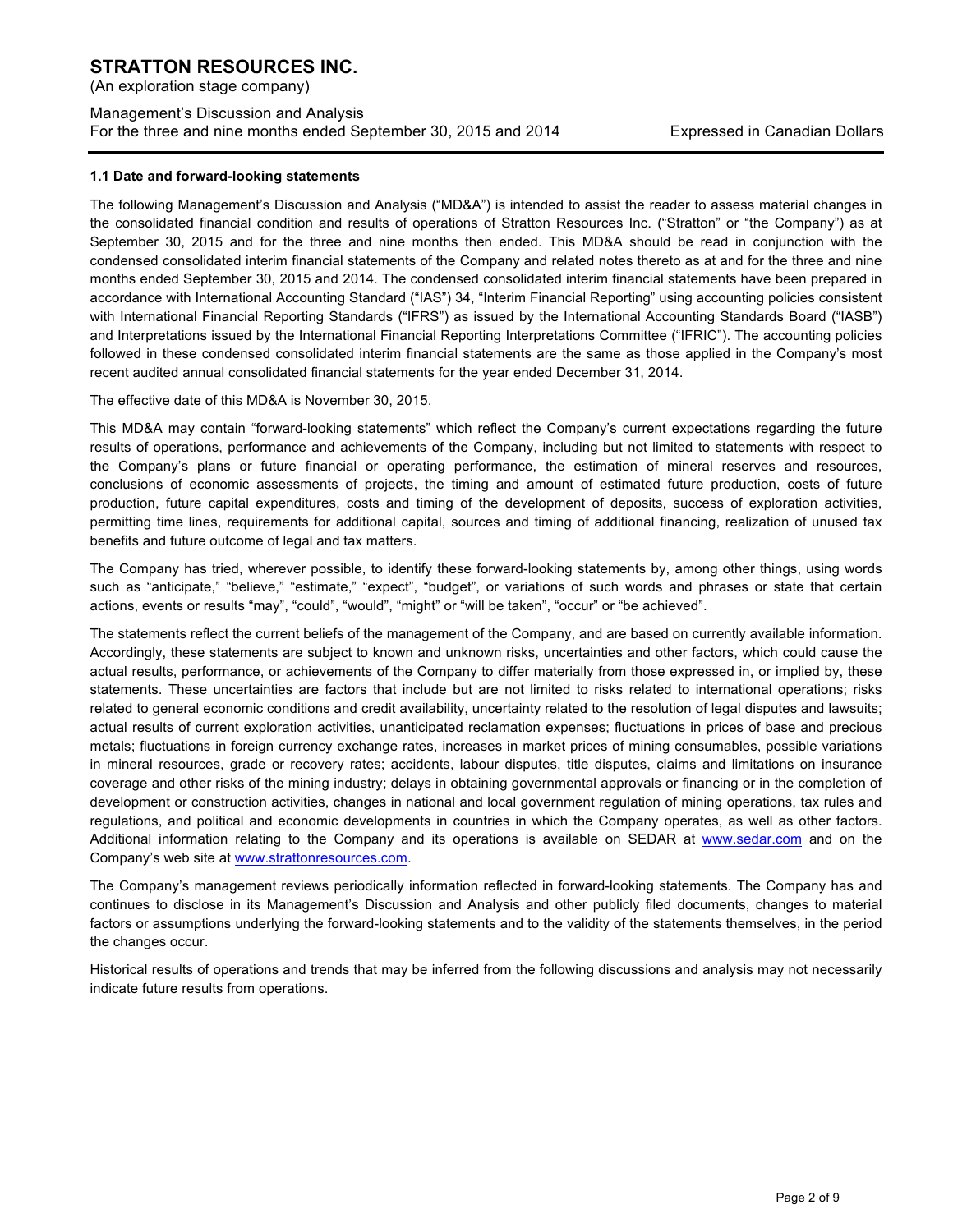### 1.1 Date and forward-looking statements

The following Management's Discussion and Analysis ("MD&A") is intended to assist the reader to assess material changes in the consolidated financial condition and results of operations of Stratton Resources Inc. ("Stratton" or "the Company") as at September 30, 2015 and for the three and nine months then ended. This MD&A should be read in conjunction with the condensed consolidated interim financial statements of the Company and related notes thereto as at and for the three and nine months ended September 30, 2015 and 2014. The condensed consolidated interim financial statements have been prepared in accordance with International Accounting Standard ("IAS") 34, "Interim Financial Reporting" using accounting policies consistent with International Financial Reporting Standards ("IFRS") as issued by the International Accounting Standards Board ("IASB") and Interpretations issued by the International Financial Reporting Interpretations Committee ("IFRIC"). The accounting policies followed in these condensed consolidated interim financial statements are the same as those applied in the Company's most recent audited annual consolidated financial statements for the year ended December 31, 2014.

The effective date of this MD&A is November 30, 2015.

This MD&A may contain "forward-looking statements" which reflect the Company's current expectations regarding the future results of operations, performance and achievements of the Company, including but not limited to statements with respect to the Company's plans or future financial or operating performance, the estimation of mineral reserves and resources, conclusions of economic assessments of projects, the timing and amount of estimated future production, costs of future production, future capital expenditures, costs and timing of the development of deposits, success of exploration activities, permitting time lines, requirements for additional capital, sources and timing of additional financing, realization of unused tax benefits and future outcome of legal and tax matters.

The Company has tried, wherever possible, to identify these forward-looking statements by, among other things, using words such as "anticipate," "believe," "estimate," "expect", "budget", or variations of such words and phrases or state that certain actions, events or results "may", "could", "would", "might" or "will be taken", "occur" or "be achieved".

The statements reflect the current beliefs of the management of the Company, and are based on currently available information. Accordingly, these statements are subject to known and unknown risks, uncertainties and other factors, which could cause the actual results, performance, or achievements of the Company to differ materially from those expressed in, or implied by, these statements. These uncertainties are factors that include but are not limited to risks related to international operations; risks related to general economic conditions and credit availability, uncertainty related to the resolution of legal disputes and lawsuits; actual results of current exploration activities, unanticipated reclamation expenses; fluctuations in prices of base and precious metals; fluctuations in foreign currency exchange rates, increases in market prices of mining consumables, possible variations in mineral resources, grade or recovery rates; accidents, labour disputes, title disputes, claims and limitations on insurance coverage and other risks of the mining industry; delays in obtaining governmental approvals or financing or in the completion of development or construction activities, changes in national and local government regulation of mining operations, tax rules and regulations, and political and economic developments in countries in which the Company operates, as well as other factors. Additional information relating to the Company and its operations is available on SEDAR at www.sedar.com and on the Company's web site at www.strattonresources.com.

The Company's management reviews periodically information reflected in forward-looking statements. The Company has and continues to disclose in its Management's Discussion and Analysis and other publicly filed documents, changes to material factors or assumptions underlying the forward-looking statements and to the validity of the statements themselves, in the period the changes occur.

Historical results of operations and trends that may be inferred from the following discussions and analysis may not necessarily indicate future results from operations.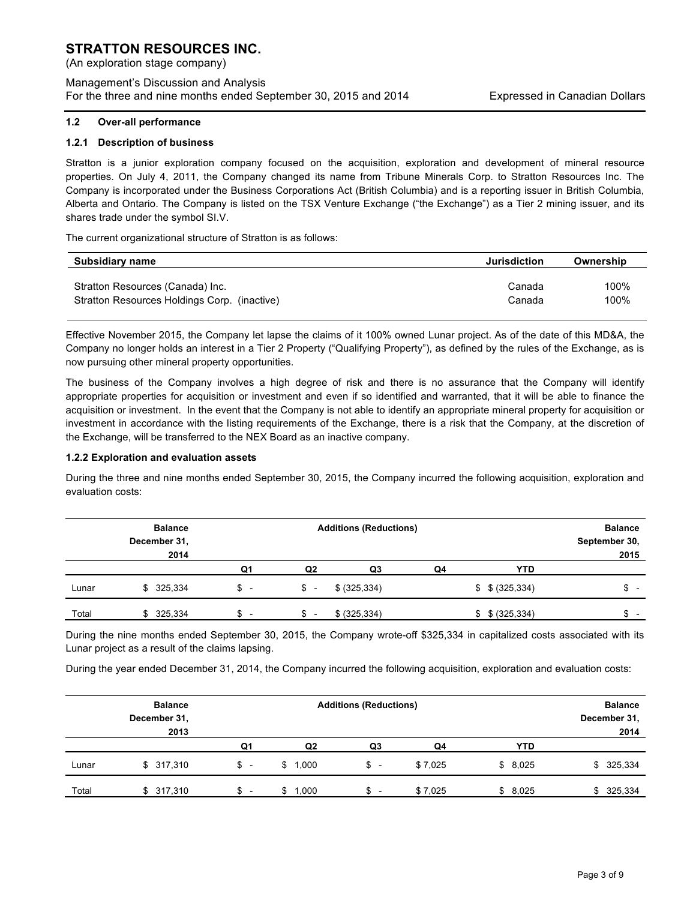## 1.2 Over-all performance

### 1.2.1 Description of business

Stratton is a junior exploration company focused on the acquisition, exploration and development of mineral resource properties. On July 4, 2011, the Company changed its name from Tribune Minerals Corp. to Stratton Resources Inc. The Company is incorporated under the Business Corporations Act (British Columbia) and is a reporting issuer in British Columbia, Alberta and Ontario. The Company is listed on the TSX Venture Exchange ("the Exchange") as a Tier 2 mining issuer, and its shares trade under the symbol SI.V.

The current organizational structure of Stratton is as follows:

| Subsidiary name | Jurisdiction | Ownership |
|---|---|---|
| Stratton Resources (Canada) Inc. | Canada | 100% |
| Stratton Resources Holdings Corp. (inactive) | Canada | 100% |

Effective November 2015, the Company let lapse the claims of it 100% owned Lunar project. As of the date of this MD&A, the Company no longer holds an interest in a Tier 2 Property ("Qualifying Property"), as defined by the rules of the Exchange, as is now pursuing other mineral property opportunities.

The business of the Company involves a high degree of risk and there is no assurance that the Company will identify appropriate properties for acquisition or investment and even if so identified and warranted, that it will be able to finance the acquisition or investment. In the event that the Company is not able to identify an appropriate mineral property for acquisition or investment in accordance with the listing requirements of the Exchange, there is a risk that the Company, at the discretion of the Exchange, will be transferred to the NEX Board as an inactive company.

### 1.2.2 Exploration and evaluation assets

During the three and nine months ended September 30, 2015, the Company incurred the following acquisition, exploration and evaluation costs:

| | Balance December 31, 2014 | Additions (Reductions) | | | | | Balance September 30, 2015 |
|---|---|---|---|---|---|---|---|
| | | Q1 | Q2 | Q3 | Q4 | YTD | |
| Lunar | $ 325,334 | $ - | $ - | $ (325,334) | | $ $ (325,334) | $ - |
| Total | $ 325,334 | $ - | $ - | $ (325,334) | | $ $ (325,334) | $ - |

During the nine months ended September 30, 2015, the Company wrote-off $325,334 in capitalized costs associated with its Lunar project as a result of the claims lapsing.

During the year ended December 31, 2014, the Company incurred the following acquisition, exploration and evaluation costs:

| | Balance December 31, 2013 | Additions (Reductions) | | | | | Balance December 31, 2014 |
|---|---|---|---|---|---|---|---|
| | | Q1 | Q2 | Q3 | Q4 | YTD | |
| Lunar | $ 317,310 | $ - | $ 1,000 | $ - | $ 7,025 | $ 8,025 | $ 325,334 |
| Total | $ 317,310 | $ - | $ 1,000 | $ - | $ 7,025 | $ 8,025 | $ 325,334 |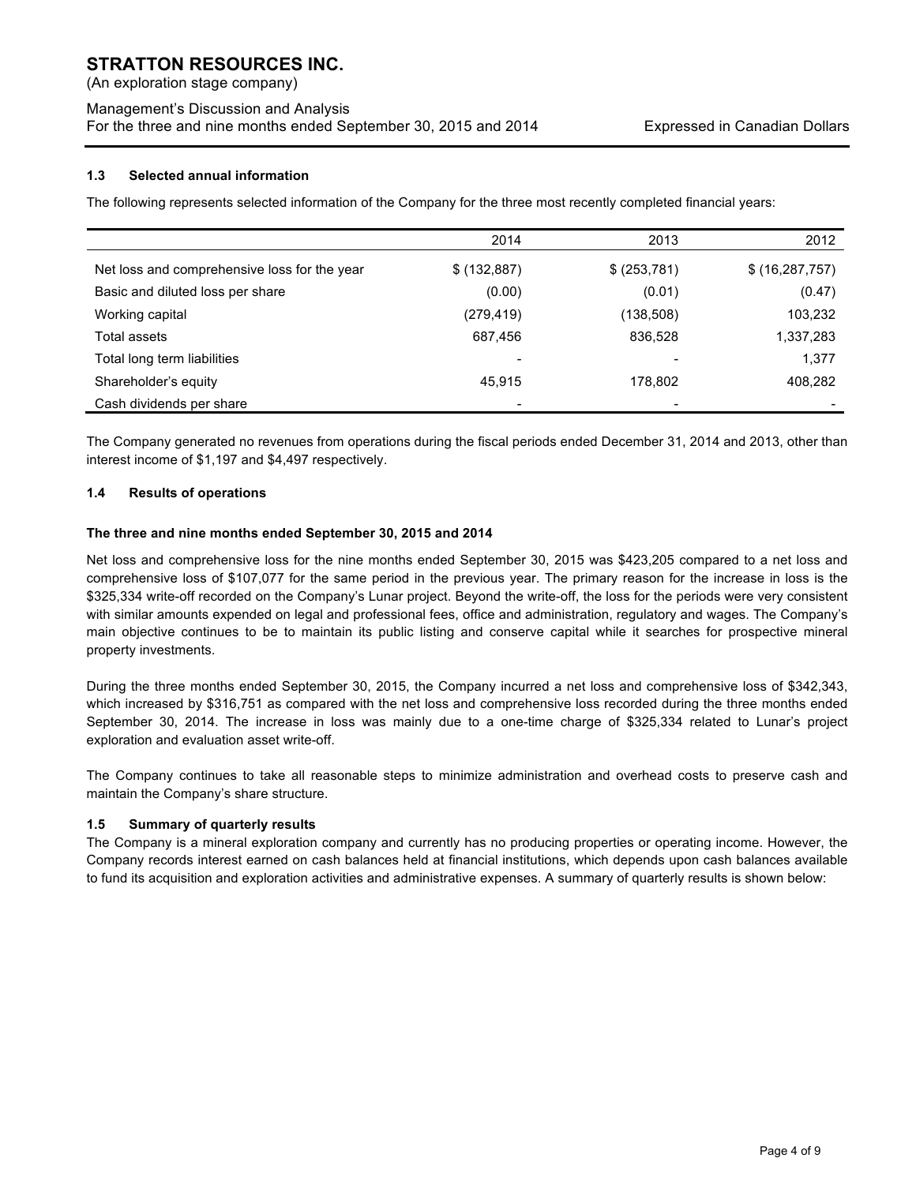### 1.3 Selected annual information

The following represents selected information of the Company for the three most recently completed financial years:

| | 2014 | 2013 | 2012 |
|---|---|---|---|
| Net loss and comprehensive loss for the year | $ (132,887) | $ (253,781) | $ (16,287,757) |
| Basic and diluted loss per share | (0.00) | (0.01) | (0.47) |
| Working capital | (279,419) | (138,508) | 103,232 |
| Total assets | 687,456 | 836,528 | 1,337,283 |
| Total long term liabilities | - | - | 1,377 |
| Shareholder's equity | 45,915 | 178,802 | 408,282 |
| Cash dividends per share | - | - | - |

The Company generated no revenues from operations during the fiscal periods ended December 31, 2014 and 2013, other than interest income of $1,197 and $4,497 respectively.

### 1.4 Results of operations

**The three and nine months ended September 30, 2015 and 2014**

Net loss and comprehensive loss for the nine months ended September 30, 2015 was $423,205 compared to a net loss and comprehensive loss of $107,077 for the same period in the previous year. The primary reason for the increase in loss is the $325,334 write-off recorded on the Company's Lunar project. Beyond the write-off, the loss for the periods were very consistent with similar amounts expended on legal and professional fees, office and administration, regulatory and wages. The Company's main objective continues to be to maintain its public listing and conserve capital while it searches for prospective mineral property investments.

During the three months ended September 30, 2015, the Company incurred a net loss and comprehensive loss of $342,343, which increased by $316,751 as compared with the net loss and comprehensive loss recorded during the three months ended September 30, 2014. The increase in loss was mainly due to a one-time charge of $325,334 related to Lunar's project exploration and evaluation asset write-off.

The Company continues to take all reasonable steps to minimize administration and overhead costs to preserve cash and maintain the Company's share structure.

### 1.5 Summary of quarterly results

The Company is a mineral exploration company and currently has no producing properties or operating income. However, the Company records interest earned on cash balances held at financial institutions, which depends upon cash balances available to fund its acquisition and exploration activities and administrative expenses. A summary of quarterly results is shown below: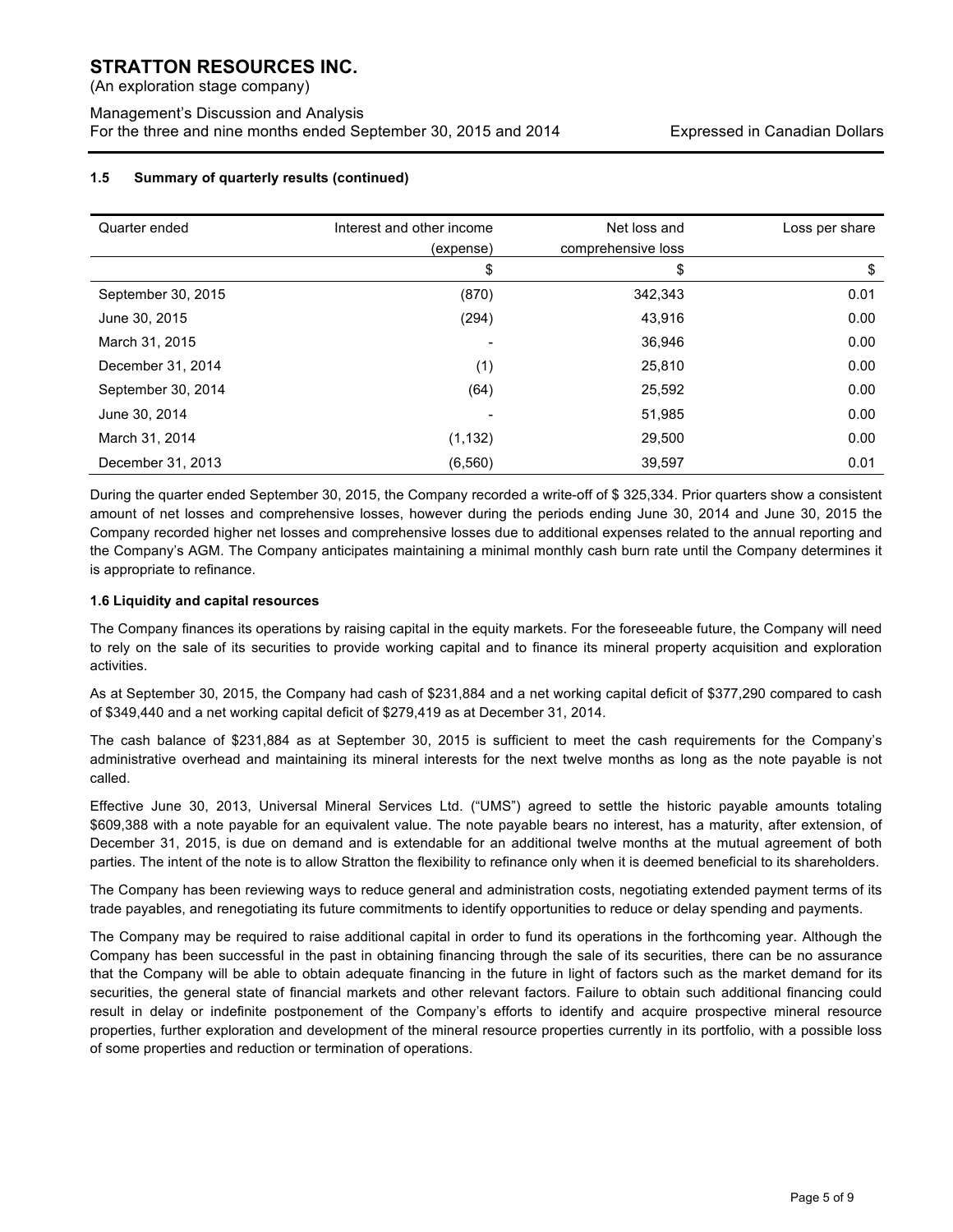### 1.5 Summary of quarterly results (continued)

| Quarter ended | Interest and other income (expense) | Net loss and comprehensive loss | Loss per share |
|---|---|---|---|
| | $ | $ | $ |
| September 30, 2015 | (870) | 342,343 | 0.01 |
| June 30, 2015 | (294) | 43,916 | 0.00 |
| March 31, 2015 | - | 36,946 | 0.00 |
| December 31, 2014 | (1) | 25,810 | 0.00 |
| September 30, 2014 | (64) | 25,592 | 0.00 |
| June 30, 2014 | - | 51,985 | 0.00 |
| March 31, 2014 | (1,132) | 29,500 | 0.00 |
| December 31, 2013 | (6,560) | 39,597 | 0.01 |

During the quarter ended September 30, 2015, the Company recorded a write-off of $ 325,334. Prior quarters show a consistent amount of net losses and comprehensive losses, however during the periods ending June 30, 2014 and June 30, 2015 the Company recorded higher net losses and comprehensive losses due to additional expenses related to the annual reporting and the Company's AGM. The Company anticipates maintaining a minimal monthly cash burn rate until the Company determines it is appropriate to refinance.

### 1.6 Liquidity and capital resources

The Company finances its operations by raising capital in the equity markets. For the foreseeable future, the Company will need to rely on the sale of its securities to provide working capital and to finance its mineral property acquisition and exploration activities.

As at September 30, 2015, the Company had cash of $231,884 and a net working capital deficit of $377,290 compared to cash of $349,440 and a net working capital deficit of $279,419 as at December 31, 2014.

The cash balance of $231,884 as at September 30, 2015 is sufficient to meet the cash requirements for the Company's administrative overhead and maintaining its mineral interests for the next twelve months as long as the note payable is not called.

Effective June 30, 2013, Universal Mineral Services Ltd. ("UMS") agreed to settle the historic payable amounts totaling $609,388 with a note payable for an equivalent value. The note payable bears no interest, has a maturity, after extension, of December 31, 2015, is due on demand and is extendable for an additional twelve months at the mutual agreement of both parties. The intent of the note is to allow Stratton the flexibility to refinance only when it is deemed beneficial to its shareholders.

The Company has been reviewing ways to reduce general and administration costs, negotiating extended payment terms of its trade payables, and renegotiating its future commitments to identify opportunities to reduce or delay spending and payments.

The Company may be required to raise additional capital in order to fund its operations in the forthcoming year. Although the Company has been successful in the past in obtaining financing through the sale of its securities, there can be no assurance that the Company will be able to obtain adequate financing in the future in light of factors such as the market demand for its securities, the general state of financial markets and other relevant factors. Failure to obtain such additional financing could result in delay or indefinite postponement of the Company's efforts to identify and acquire prospective mineral resource properties, further exploration and development of the mineral resource properties currently in its portfolio, with a possible loss of some properties and reduction or termination of operations.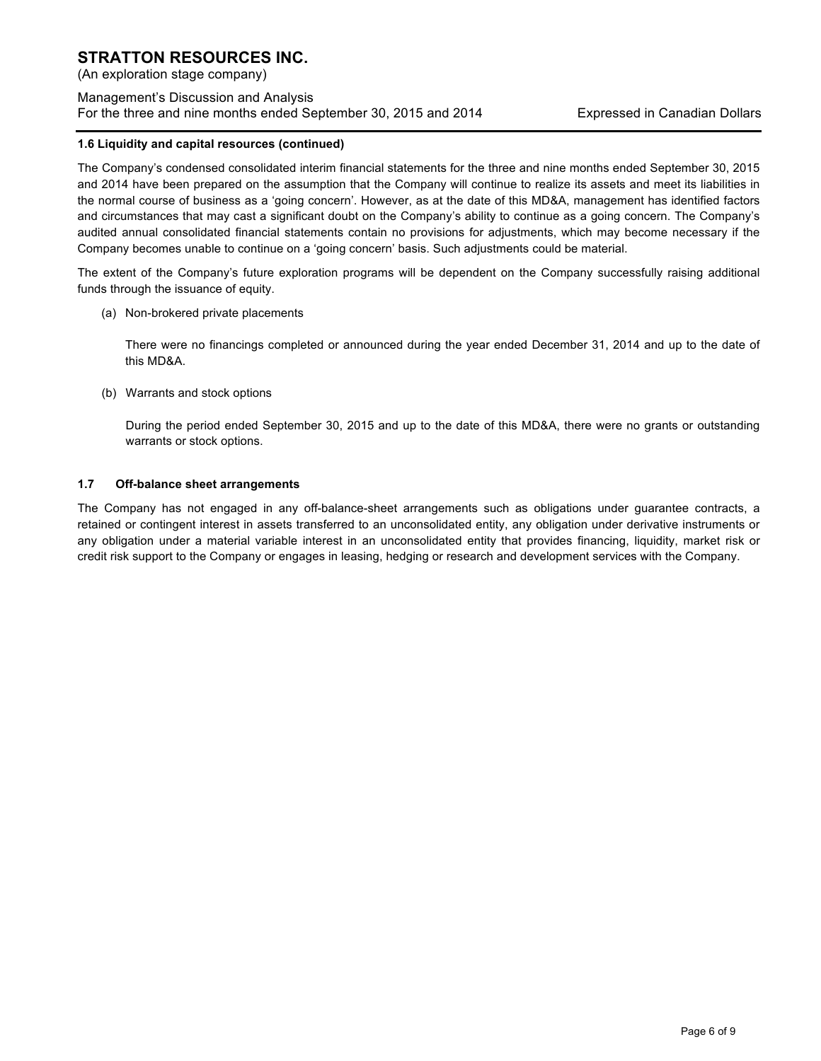#### 1.6 Liquidity and capital resources (continued)

The Company's condensed consolidated interim financial statements for the three and nine months ended September 30, 2015 and 2014 have been prepared on the assumption that the Company will continue to realize its assets and meet its liabilities in the normal course of business as a 'going concern'. However, as at the date of this MD&A, management has identified factors and circumstances that may cast a significant doubt on the Company's ability to continue as a going concern. The Company's audited annual consolidated financial statements contain no provisions for adjustments, which may become necessary if the Company becomes unable to continue on a 'going concern' basis. Such adjustments could be material.

The extent of the Company's future exploration programs will be dependent on the Company successfully raising additional funds through the issuance of equity.

(a) Non-brokered private placements

There were no financings completed or announced during the year ended December 31, 2014 and up to the date of this MD&A.

(b) Warrants and stock options

During the period ended September 30, 2015 and up to the date of this MD&A, there were no grants or outstanding warrants or stock options.

#### 1.7 Off-balance sheet arrangements

The Company has not engaged in any off-balance-sheet arrangements such as obligations under guarantee contracts, a retained or contingent interest in assets transferred to an unconsolidated entity, any obligation under derivative instruments or any obligation under a material variable interest in an unconsolidated entity that provides financing, liquidity, market risk or credit risk support to the Company or engages in leasing, hedging or research and development services with the Company.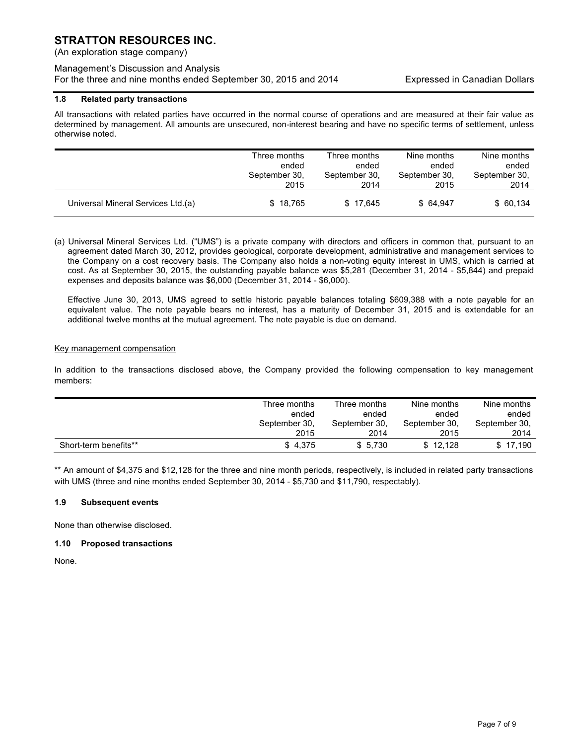### 1.8 Related party transactions

All transactions with related parties have occurred in the normal course of operations and are measured at their fair value as determined by management. All amounts are unsecured, non-interest bearing and have no specific terms of settlement, unless otherwise noted.

| | Three months ended September 30, 2015 | Three months ended September 30, 2014 | Nine months ended September 30, 2015 | Nine months ended September 30, 2014 |
|---|---|---|---|---|
| Universal Mineral Services Ltd.(a) | $ 18,765 | $ 17,645 | $ 64,947 | $ 60,134 |

(a) Universal Mineral Services Ltd. ("UMS") is a private company with directors and officers in common that, pursuant to an agreement dated March 30, 2012, provides geological, corporate development, administrative and management services to the Company on a cost recovery basis. The Company also holds a non-voting equity interest in UMS, which is carried at cost. As at September 30, 2015, the outstanding payable balance was $5,281 (December 31, 2014 - $5,844) and prepaid expenses and deposits balance was $6,000 (December 31, 2014 - $6,000).

Effective June 30, 2013, UMS agreed to settle historic payable balances totaling $609,388 with a note payable for an equivalent value. The note payable bears no interest, has a maturity of December 31, 2015 and is extendable for an additional twelve months at the mutual agreement. The note payable is due on demand.

Key management compensation

In addition to the transactions disclosed above, the Company provided the following compensation to key management members:

| | Three months ended September 30, 2015 | Three months ended September 30, 2014 | Nine months ended September 30, 2015 | Nine months ended September 30, 2014 |
|---|---|---|---|---|
| Short-term benefits** | $ 4,375 | $ 5,730 | $ 12,128 | $ 17,190 |

** An amount of $4,375 and $12,128 for the three and nine month periods, respectively, is included in related party transactions with UMS (three and nine months ended September 30, 2014 - $5,730 and $11,790, respectably).

### 1.9 Subsequent events

None than otherwise disclosed.

### 1.10 Proposed transactions

None.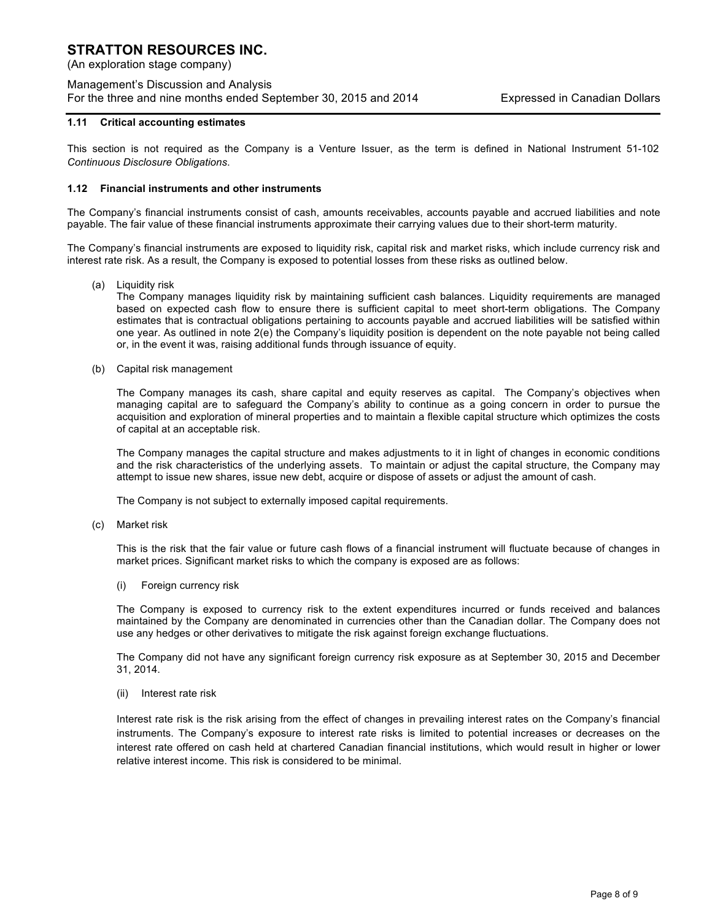### 1.11 Critical accounting estimates

This section is not required as the Company is a Venture Issuer, as the term is defined in National Instrument 51-102 *Continuous Disclosure Obligations*.

### 1.12 Financial instruments and other instruments

The Company's financial instruments consist of cash, amounts receivables, accounts payable and accrued liabilities and note payable. The fair value of these financial instruments approximate their carrying values due to their short-term maturity.

The Company's financial instruments are exposed to liquidity risk, capital risk and market risks, which include currency risk and interest rate risk. As a result, the Company is exposed to potential losses from these risks as outlined below.

(a) Liquidity risk

The Company manages liquidity risk by maintaining sufficient cash balances. Liquidity requirements are managed based on expected cash flow to ensure there is sufficient capital to meet short-term obligations. The Company estimates that is contractual obligations pertaining to accounts payable and accrued liabilities will be satisfied within one year. As outlined in note 2(e) the Company's liquidity position is dependent on the note payable not being called or, in the event it was, raising additional funds through issuance of equity.

(b) Capital risk management

The Company manages its cash, share capital and equity reserves as capital. The Company's objectives when managing capital are to safeguard the Company's ability to continue as a going concern in order to pursue the acquisition and exploration of mineral properties and to maintain a flexible capital structure which optimizes the costs of capital at an acceptable risk.

The Company manages the capital structure and makes adjustments to it in light of changes in economic conditions and the risk characteristics of the underlying assets. To maintain or adjust the capital structure, the Company may attempt to issue new shares, issue new debt, acquire or dispose of assets or adjust the amount of cash.

The Company is not subject to externally imposed capital requirements.

(c) Market risk

This is the risk that the fair value or future cash flows of a financial instrument will fluctuate because of changes in market prices. Significant market risks to which the company is exposed are as follows:

(i) Foreign currency risk

The Company is exposed to currency risk to the extent expenditures incurred or funds received and balances maintained by the Company are denominated in currencies other than the Canadian dollar. The Company does not use any hedges or other derivatives to mitigate the risk against foreign exchange fluctuations.

The Company did not have any significant foreign currency risk exposure as at September 30, 2015 and December 31, 2014.

(ii) Interest rate risk

Interest rate risk is the risk arising from the effect of changes in prevailing interest rates on the Company's financial instruments. The Company's exposure to interest rate risks is limited to potential increases or decreases on the interest rate offered on cash held at chartered Canadian financial institutions, which would result in higher or lower relative interest income. This risk is considered to be minimal.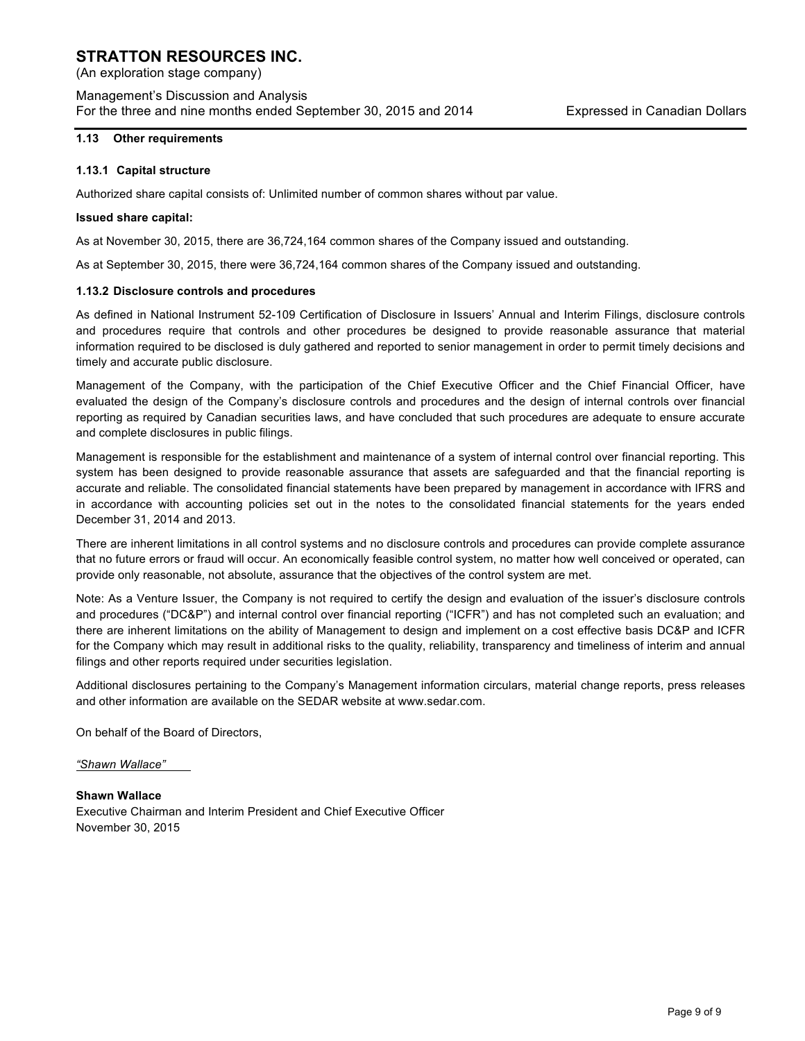### 1.13 Other requirements

#### 1.13.1 Capital structure

Authorized share capital consists of: Unlimited number of common shares without par value.

**Issued share capital:**

As at November 30, 2015, there are 36,724,164 common shares of the Company issued and outstanding.

As at September 30, 2015, there were 36,724,164 common shares of the Company issued and outstanding.

#### 1.13.2 Disclosure controls and procedures

As defined in National Instrument 52-109 Certification of Disclosure in Issuers' Annual and Interim Filings, disclosure controls and procedures require that controls and other procedures be designed to provide reasonable assurance that material information required to be disclosed is duly gathered and reported to senior management in order to permit timely decisions and timely and accurate public disclosure.

Management of the Company, with the participation of the Chief Executive Officer and the Chief Financial Officer, have evaluated the design of the Company's disclosure controls and procedures and the design of internal controls over financial reporting as required by Canadian securities laws, and have concluded that such procedures are adequate to ensure accurate and complete disclosures in public filings.

Management is responsible for the establishment and maintenance of a system of internal control over financial reporting. This system has been designed to provide reasonable assurance that assets are safeguarded and that the financial reporting is accurate and reliable. The consolidated financial statements have been prepared by management in accordance with IFRS and in accordance with accounting policies set out in the notes to the consolidated financial statements for the years ended December 31, 2014 and 2013.

There are inherent limitations in all control systems and no disclosure controls and procedures can provide complete assurance that no future errors or fraud will occur. An economically feasible control system, no matter how well conceived or operated, can provide only reasonable, not absolute, assurance that the objectives of the control system are met.

Note: As a Venture Issuer, the Company is not required to certify the design and evaluation of the issuer's disclosure controls and procedures ("DC&P") and internal control over financial reporting ("ICFR") and has not completed such an evaluation; and there are inherent limitations on the ability of Management to design and implement on a cost effective basis DC&P and ICFR for the Company which may result in additional risks to the quality, reliability, transparency and timeliness of interim and annual filings and other reports required under securities legislation.

Additional disclosures pertaining to the Company's Management information circulars, material change reports, press releases and other information are available on the SEDAR website at www.sedar.com.

On behalf of the Board of Directors,

*"Shawn Wallace"*

**Shawn Wallace**
Executive Chairman and Interim President and Chief Executive Officer
November 30, 2015